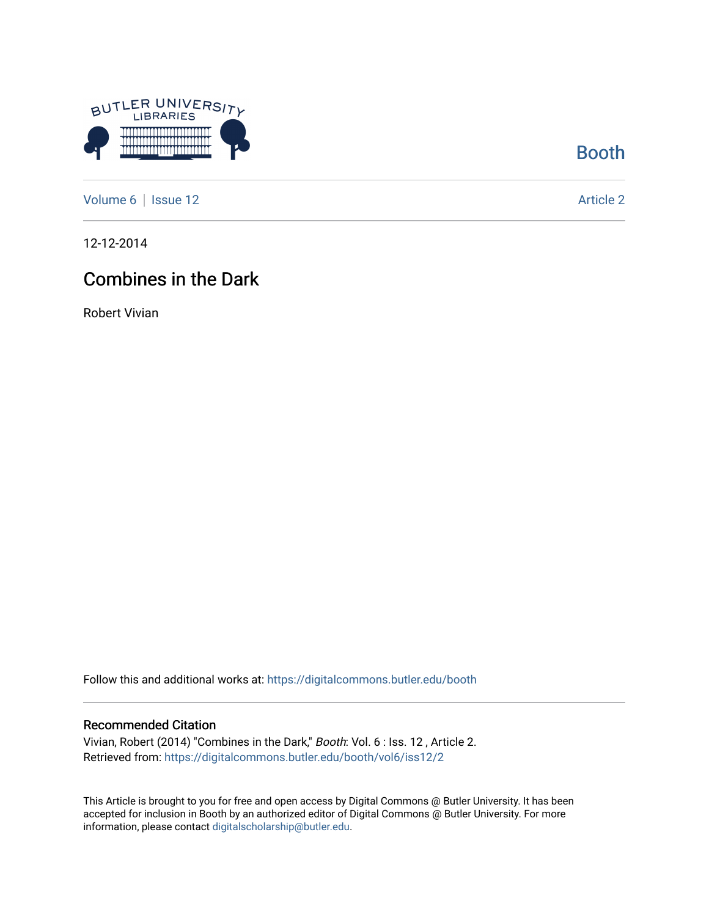Booth

Volume 6 | Issue 12 Article 2

12-12-2014

# Combines in the Dark

Robert Vivian

Follow this and additional works at: https://digitalcommons.butler.edu/booth

## Recommended Citation

Vivian, Robert (2014) "Combines in the Dark," *Booth*: Vol. 6 : Iss. 12 , Article 2.
Retrieved from: https://digitalcommons.butler.edu/booth/vol6/iss12/2

This Article is brought to you for free and open access by Digital Commons @ Butler University. It has been accepted for inclusion in Booth by an authorized editor of Digital Commons @ Butler University. For more information, please contact digitalscholarship@butler.edu.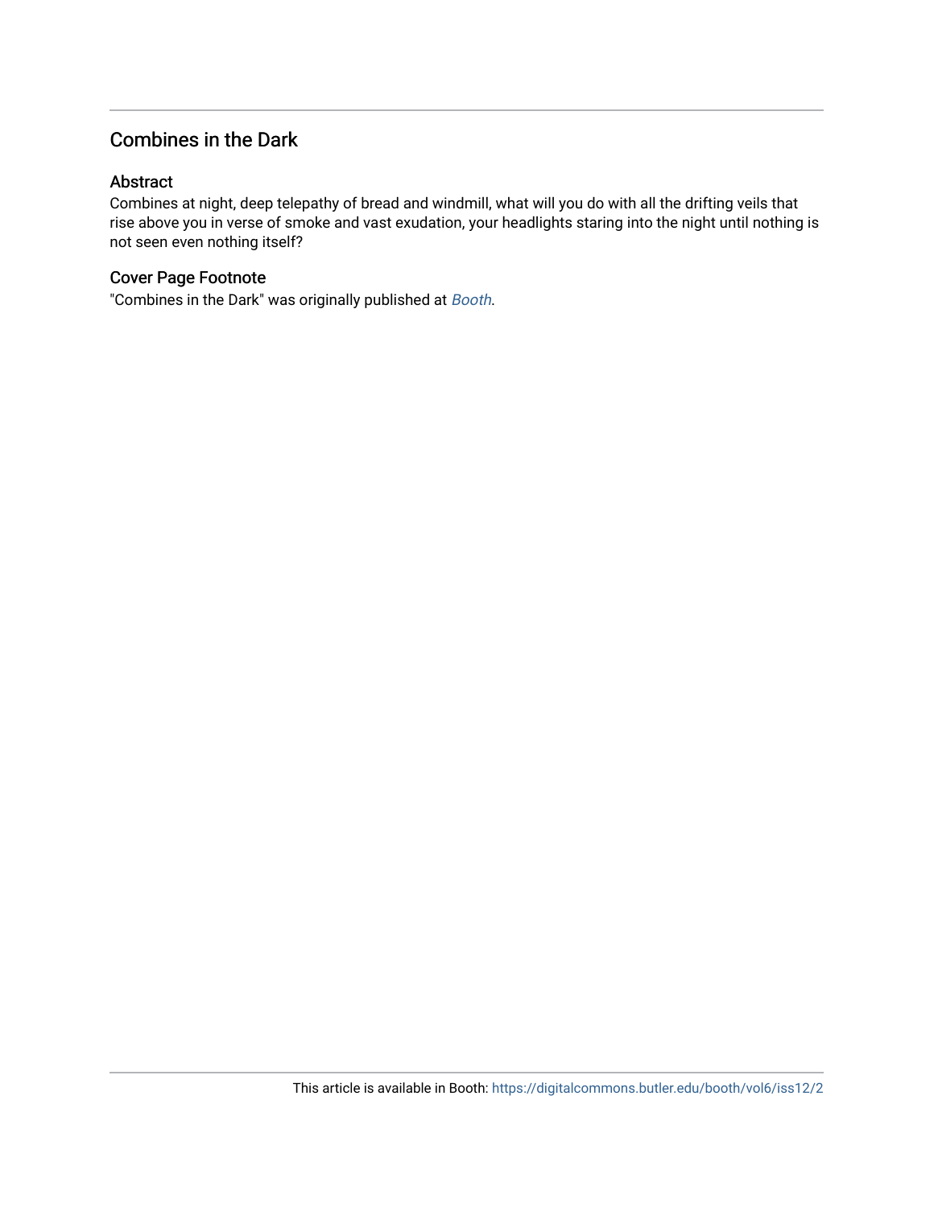## Combines in the Dark

### Abstract

Combines at night, deep telepathy of bread and windmill, what will you do with all the drifting veils that rise above you in verse of smoke and vast exudation, your headlights staring into the night until nothing is not seen even nothing itself?

### Cover Page Footnote

"Combines in the Dark" was originally published at *Booth*.

This article is available in Booth: https://digitalcommons.butler.edu/booth/vol6/iss12/2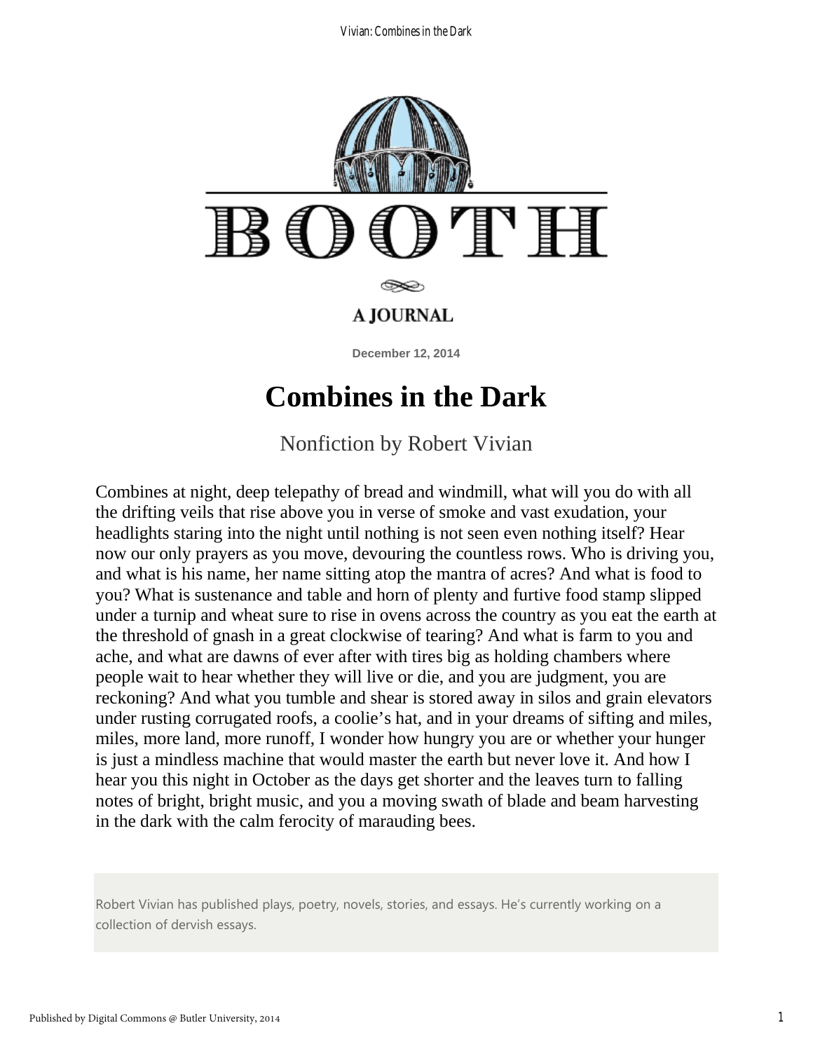BOOTH

A JOURNAL

December 12, 2014

# Combines in the Dark

Nonfiction by Robert Vivian

Combines at night, deep telepathy of bread and windmill, what will you do with all the drifting veils that rise above you in verse of smoke and vast exudation, your headlights staring into the night until nothing is not seen even nothing itself? Hear now our only prayers as you move, devouring the countless rows. Who is driving you, and what is his name, her name sitting atop the mantra of acres? And what is food to you? What is sustenance and table and horn of plenty and furtive food stamp slipped under a turnip and wheat sure to rise in ovens across the country as you eat the earth at the threshold of gnash in a great clockwise of tearing? And what is farm to you and ache, and what are dawns of ever after with tires big as holding chambers where people wait to hear whether they will live or die, and you are judgment, you are reckoning? And what you tumble and shear is stored away in silos and grain elevators under rusting corrugated roofs, a coolie's hat, and in your dreams of sifting and miles, miles, more land, more runoff, I wonder how hungry you are or whether your hunger is just a mindless machine that would master the earth but never love it. And how I hear you this night in October as the days get shorter and the leaves turn to falling notes of bright, bright music, and you a moving swath of blade and beam harvesting in the dark with the calm ferocity of marauding bees.

Robert Vivian has published plays, poetry, novels, stories, and essays. He's currently working on a collection of dervish essays.